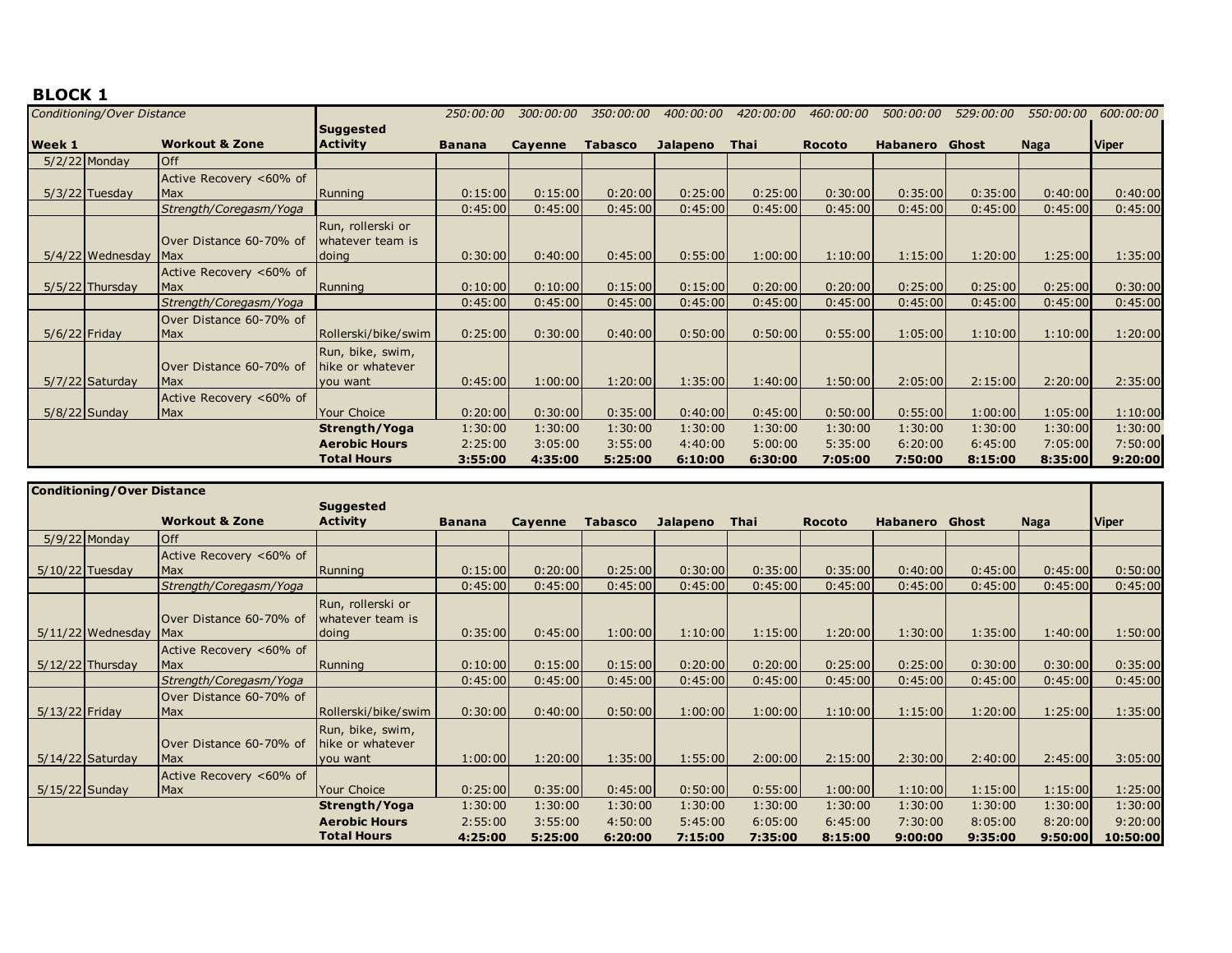## BLOCK 1

| *Conditioning/Over Distance* | | | | *250:00:00* | *300:00:00* | *350:00:00* | *400:00:00* | *420:00:00* | *460:00:00* | *500:00:00* | *529:00:00* | *550:00:00* | *600:00:00* |
|---|---|---|---|---|---|---|---|---|---|---|---|---|---|
| **Week 1** | | **Workout & Zone** | **Suggested Activity** | **Banana** | **Cayenne** | **Tabasco** | **Jalapeno** | **Thai** | **Rocoto** | **Habanero** | **Ghost** | **Naga** | **Viper** |
| 5/2/22 | Monday | Off | | | | | | | | | | | |
| 5/3/22 | Tuesday | Active Recovery <60% of Max | Running | 0:15:00 | 0:15:00 | 0:20:00 | 0:25:00 | 0:25:00 | 0:30:00 | 0:35:00 | 0:35:00 | 0:40:00 | 0:40:00 |
| | | *Strength/Coregasm/Yoga* | | 0:45:00 | 0:45:00 | 0:45:00 | 0:45:00 | 0:45:00 | 0:45:00 | 0:45:00 | 0:45:00 | 0:45:00 | 0:45:00 |
| 5/4/22 | Wednesday | Over Distance 60-70% of Max | Run, rollerski or whatever team is doing | 0:30:00 | 0:40:00 | 0:45:00 | 0:55:00 | 1:00:00 | 1:10:00 | 1:15:00 | 1:20:00 | 1:25:00 | 1:35:00 |
| 5/5/22 | Thursday | Active Recovery <60% of Max | Running | 0:10:00 | 0:10:00 | 0:15:00 | 0:15:00 | 0:20:00 | 0:20:00 | 0:25:00 | 0:25:00 | 0:25:00 | 0:30:00 |
| | | *Strength/Coregasm/Yoga* | | 0:45:00 | 0:45:00 | 0:45:00 | 0:45:00 | 0:45:00 | 0:45:00 | 0:45:00 | 0:45:00 | 0:45:00 | 0:45:00 |
| 5/6/22 | Friday | Over Distance 60-70% of Max | Rollerski/bike/swim | 0:25:00 | 0:30:00 | 0:40:00 | 0:50:00 | 0:50:00 | 0:55:00 | 1:05:00 | 1:10:00 | 1:10:00 | 1:20:00 |
| 5/7/22 | Saturday | Over Distance 60-70% of Max | Run, bike, swim, hike or whatever you want | 0:45:00 | 1:00:00 | 1:20:00 | 1:35:00 | 1:40:00 | 1:50:00 | 2:05:00 | 2:15:00 | 2:20:00 | 2:35:00 |
| 5/8/22 | Sunday | Active Recovery <60% of Max | Your Choice | 0:20:00 | 0:30:00 | 0:35:00 | 0:40:00 | 0:45:00 | 0:50:00 | 0:55:00 | 1:00:00 | 1:05:00 | 1:10:00 |
| | | | **Strength/Yoga** | 1:30:00 | 1:30:00 | 1:30:00 | 1:30:00 | 1:30:00 | 1:30:00 | 1:30:00 | 1:30:00 | 1:30:00 | 1:30:00 |
| | | | **Aerobic Hours** | 2:25:00 | 3:05:00 | 3:55:00 | 4:40:00 | 5:00:00 | 5:35:00 | 6:20:00 | 6:45:00 | 7:05:00 | 7:50:00 |
| | | | **Total Hours** | **3:55:00** | **4:35:00** | **5:25:00** | **6:10:00** | **6:30:00** | **7:05:00** | **7:50:00** | **8:15:00** | **8:35:00** | **9:20:00** |

| **Conditioning/Over Distance** | | | | | | | | | | | | | |
|---|---|---|---|---|---|---|---|---|---|---|---|---|---|
| | | **Workout & Zone** | **Suggested Activity** | **Banana** | **Cayenne** | **Tabasco** | **Jalapeno** | **Thai** | **Rocoto** | **Habanero** | **Ghost** | **Naga** | **Viper** |
| 5/9/22 | Monday | Off | | | | | | | | | | | |
| 5/10/22 | Tuesday | Active Recovery <60% of Max | Running | 0:15:00 | 0:20:00 | 0:25:00 | 0:30:00 | 0:35:00 | 0:35:00 | 0:40:00 | 0:45:00 | 0:45:00 | 0:50:00 |
| | | *Strength/Coregasm/Yoga* | | 0:45:00 | 0:45:00 | 0:45:00 | 0:45:00 | 0:45:00 | 0:45:00 | 0:45:00 | 0:45:00 | 0:45:00 | 0:45:00 |
| 5/11/22 | Wednesday | Over Distance 60-70% of Max | Run, rollerski or whatever team is doing | 0:35:00 | 0:45:00 | 1:00:00 | 1:10:00 | 1:15:00 | 1:20:00 | 1:30:00 | 1:35:00 | 1:40:00 | 1:50:00 |
| 5/12/22 | Thursday | Active Recovery <60% of Max | Running | 0:10:00 | 0:15:00 | 0:15:00 | 0:20:00 | 0:20:00 | 0:25:00 | 0:25:00 | 0:30:00 | 0:30:00 | 0:35:00 |
| | | *Strength/Coregasm/Yoga* | | 0:45:00 | 0:45:00 | 0:45:00 | 0:45:00 | 0:45:00 | 0:45:00 | 0:45:00 | 0:45:00 | 0:45:00 | 0:45:00 |
| 5/13/22 | Friday | Over Distance 60-70% of Max | Rollerski/bike/swim | 0:30:00 | 0:40:00 | 0:50:00 | 1:00:00 | 1:00:00 | 1:10:00 | 1:15:00 | 1:20:00 | 1:25:00 | 1:35:00 |
| 5/14/22 | Saturday | Over Distance 60-70% of Max | Run, bike, swim, hike or whatever you want | 1:00:00 | 1:20:00 | 1:35:00 | 1:55:00 | 2:00:00 | 2:15:00 | 2:30:00 | 2:40:00 | 2:45:00 | 3:05:00 |
| 5/15/22 | Sunday | Active Recovery <60% of Max | Your Choice | 0:25:00 | 0:35:00 | 0:45:00 | 0:50:00 | 0:55:00 | 1:00:00 | 1:10:00 | 1:15:00 | 1:15:00 | 1:25:00 |
| | | | **Strength/Yoga** | 1:30:00 | 1:30:00 | 1:30:00 | 1:30:00 | 1:30:00 | 1:30:00 | 1:30:00 | 1:30:00 | 1:30:00 | 1:30:00 |
| | | | **Aerobic Hours** | 2:55:00 | 3:55:00 | 4:50:00 | 5:45:00 | 6:05:00 | 6:45:00 | 7:30:00 | 8:05:00 | 8:20:00 | 9:20:00 |
| | | | **Total Hours** | **4:25:00** | **5:25:00** | **6:20:00** | **7:15:00** | **7:35:00** | **8:15:00** | **9:00:00** | **9:35:00** | **9:50:00** | **10:50:00** |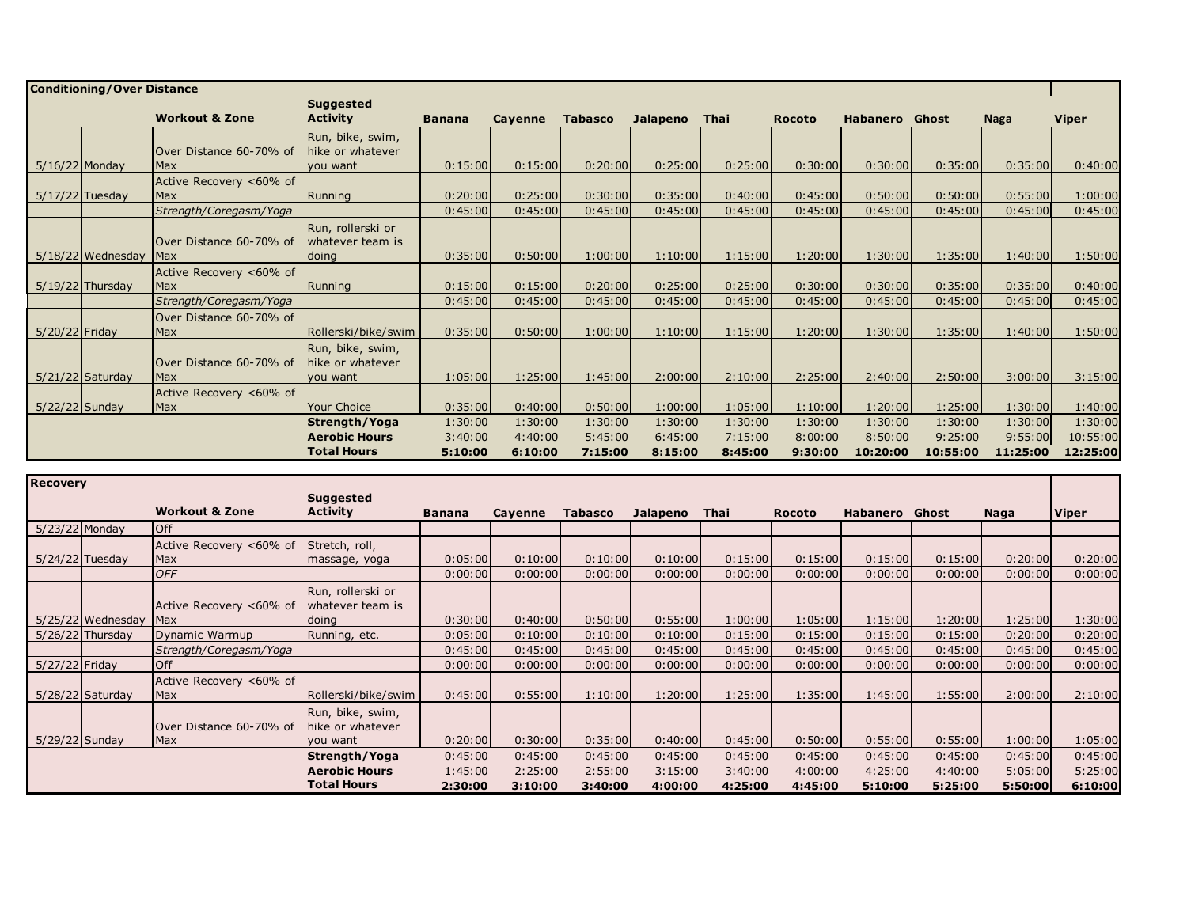## Conditioning/Over Distance

| | | Workout & Zone | Suggested Activity | Banana | Cayenne | Tabasco | Jalapeno | Thai | Rocoto | Habanero | Ghost | Naga | Viper |
|---|---|---|---|---|---|---|---|---|---|---|---|---|---|
| 5/16/22 | Monday | Over Distance 60-70% of Max | Run, bike, swim, hike or whatever you want | 0:15:00 | 0:15:00 | 0:20:00 | 0:25:00 | 0:25:00 | 0:30:00 | 0:30:00 | 0:35:00 | 0:35:00 | 0:40:00 |
| 5/17/22 | Tuesday | Active Recovery <60% of Max | Running | 0:20:00 | 0:25:00 | 0:30:00 | 0:35:00 | 0:40:00 | 0:45:00 | 0:50:00 | 0:50:00 | 0:55:00 | 1:00:00 |
| | | *Strength/Coregasm/Yoga* | | 0:45:00 | 0:45:00 | 0:45:00 | 0:45:00 | 0:45:00 | 0:45:00 | 0:45:00 | 0:45:00 | 0:45:00 | 0:45:00 |
| 5/18/22 | Wednesday | Over Distance 60-70% of Max | Run, rollerski or whatever team is doing | 0:35:00 | 0:50:00 | 1:00:00 | 1:10:00 | 1:15:00 | 1:20:00 | 1:30:00 | 1:35:00 | 1:40:00 | 1:50:00 |
| 5/19/22 | Thursday | Active Recovery <60% of Max | Running | 0:15:00 | 0:15:00 | 0:20:00 | 0:25:00 | 0:25:00 | 0:30:00 | 0:30:00 | 0:35:00 | 0:35:00 | 0:40:00 |
| | | *Strength/Coregasm/Yoga* | | 0:45:00 | 0:45:00 | 0:45:00 | 0:45:00 | 0:45:00 | 0:45:00 | 0:45:00 | 0:45:00 | 0:45:00 | 0:45:00 |
| 5/20/22 | Friday | Over Distance 60-70% of Max | Rollerski/bike/swim | 0:35:00 | 0:50:00 | 1:00:00 | 1:10:00 | 1:15:00 | 1:20:00 | 1:30:00 | 1:35:00 | 1:40:00 | 1:50:00 |
| 5/21/22 | Saturday | Over Distance 60-70% of Max | Run, bike, swim, hike or whatever you want | 1:05:00 | 1:25:00 | 1:45:00 | 2:00:00 | 2:10:00 | 2:25:00 | 2:40:00 | 2:50:00 | 3:00:00 | 3:15:00 |
| 5/22/22 | Sunday | Active Recovery <60% of Max | Your Choice | 0:35:00 | 0:40:00 | 0:50:00 | 1:00:00 | 1:05:00 | 1:10:00 | 1:20:00 | 1:25:00 | 1:30:00 | 1:40:00 |
| | | | **Strength/Yoga** | 1:30:00 | 1:30:00 | 1:30:00 | 1:30:00 | 1:30:00 | 1:30:00 | 1:30:00 | 1:30:00 | 1:30:00 | 1:30:00 |
| | | | **Aerobic Hours** | 3:40:00 | 4:40:00 | 5:45:00 | 6:45:00 | 7:15:00 | 8:00:00 | 8:50:00 | 9:25:00 | 9:55:00 | 10:55:00 |
| | | | **Total Hours** | **5:10:00** | **6:10:00** | **7:15:00** | **8:15:00** | **8:45:00** | **9:30:00** | **10:20:00** | **10:55:00** | **11:25:00** | **12:25:00** |

## Recovery

| | | Workout & Zone | Suggested Activity | Banana | Cayenne | Tabasco | Jalapeno | Thai | Rocoto | Habanero | Ghost | Naga | Viper |
|---|---|---|---|---|---|---|---|---|---|---|---|---|---|
| 5/23/22 | Monday | Off | | | | | | | | | | | |
| 5/24/22 | Tuesday | Active Recovery <60% of Max | Stretch, roll, massage, yoga | 0:05:00 | 0:10:00 | 0:10:00 | 0:10:00 | 0:15:00 | 0:15:00 | 0:15:00 | 0:15:00 | 0:20:00 | 0:20:00 |
| | | *OFF* | | 0:00:00 | 0:00:00 | 0:00:00 | 0:00:00 | 0:00:00 | 0:00:00 | 0:00:00 | 0:00:00 | 0:00:00 | 0:00:00 |
| 5/25/22 | Wednesday | Active Recovery <60% of Max | Run, rollerski or whatever team is doing | 0:30:00 | 0:40:00 | 0:50:00 | 0:55:00 | 1:00:00 | 1:05:00 | 1:15:00 | 1:20:00 | 1:25:00 | 1:30:00 |
| 5/26/22 | Thursday | Dynamic Warmup | Running, etc. | 0:05:00 | 0:10:00 | 0:10:00 | 0:10:00 | 0:15:00 | 0:15:00 | 0:15:00 | 0:15:00 | 0:20:00 | 0:20:00 |
| | | *Strength/Coregasm/Yoga* | | 0:45:00 | 0:45:00 | 0:45:00 | 0:45:00 | 0:45:00 | 0:45:00 | 0:45:00 | 0:45:00 | 0:45:00 | 0:45:00 |
| 5/27/22 | Friday | Off | | 0:00:00 | 0:00:00 | 0:00:00 | 0:00:00 | 0:00:00 | 0:00:00 | 0:00:00 | 0:00:00 | 0:00:00 | 0:00:00 |
| 5/28/22 | Saturday | Active Recovery <60% of Max | Rollerski/bike/swim | 0:45:00 | 0:55:00 | 1:10:00 | 1:20:00 | 1:25:00 | 1:35:00 | 1:45:00 | 1:55:00 | 2:00:00 | 2:10:00 |
| 5/29/22 | Sunday | Over Distance 60-70% of Max | Run, bike, swim, hike or whatever you want | 0:20:00 | 0:30:00 | 0:35:00 | 0:40:00 | 0:45:00 | 0:50:00 | 0:55:00 | 0:55:00 | 1:00:00 | 1:05:00 |
| | | | **Strength/Yoga** | 0:45:00 | 0:45:00 | 0:45:00 | 0:45:00 | 0:45:00 | 0:45:00 | 0:45:00 | 0:45:00 | 0:45:00 | 0:45:00 |
| | | | **Aerobic Hours** | 1:45:00 | 2:25:00 | 2:55:00 | 3:15:00 | 3:40:00 | 4:00:00 | 4:25:00 | 4:40:00 | 5:05:00 | 5:25:00 |
| | | | **Total Hours** | **2:30:00** | **3:10:00** | **3:40:00** | **4:00:00** | **4:25:00** | **4:45:00** | **5:10:00** | **5:25:00** | **5:50:00** | **6:10:00** |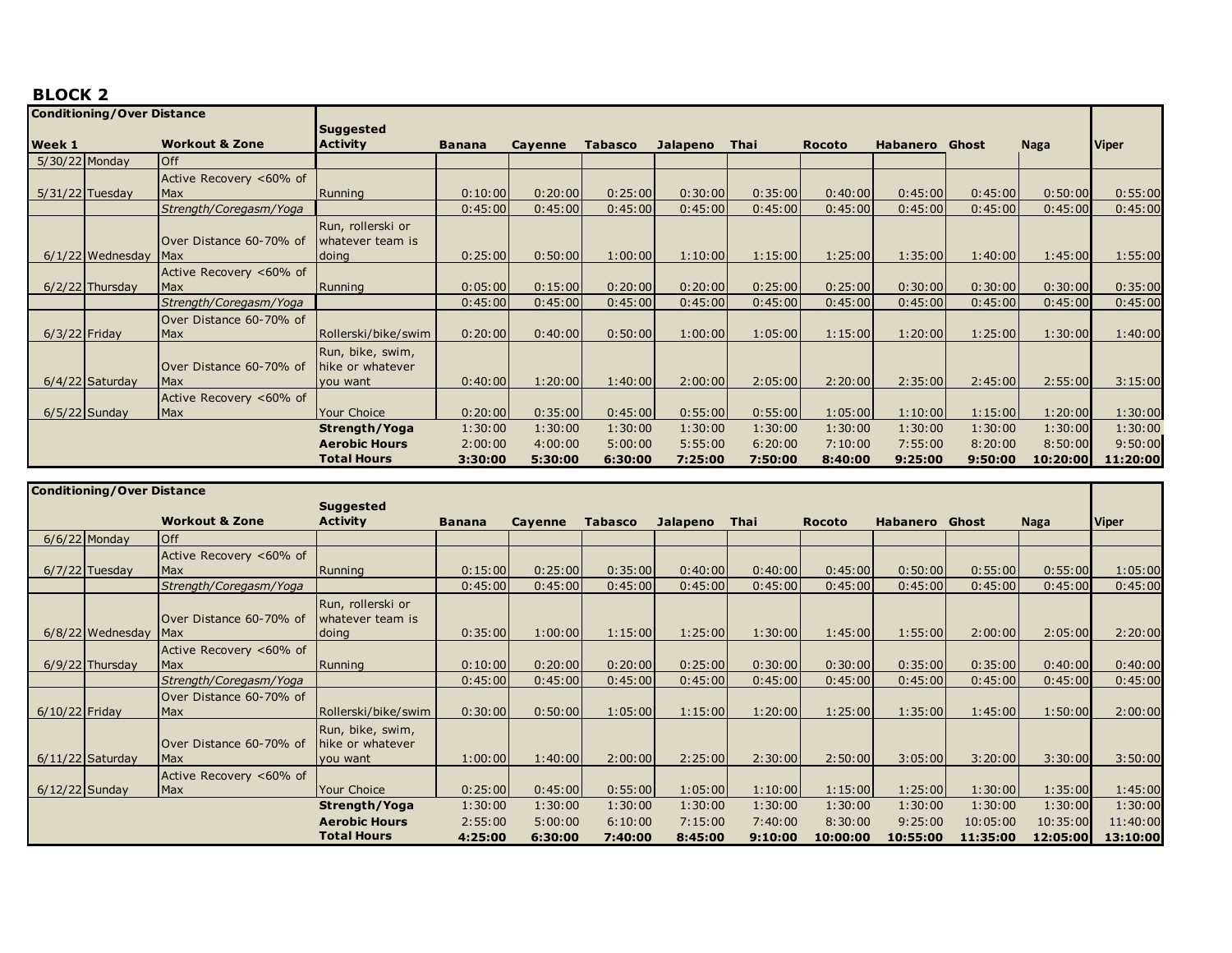## BLOCK 2

| Conditioning/Over Distance | | | | | | | | | | | | | |
|---|---|---|---|---|---|---|---|---|---|---|---|---|---|
| Week 1 | | Workout & Zone | Suggested Activity | Banana | Cayenne | Tabasco | Jalapeno | Thai | Rocoto | Habanero | Ghost | Naga | Viper |
| 5/30/22 | Monday | Off | | | | | | | | | | | |
| 5/31/22 | Tuesday | Active Recovery <60% of Max | Running | 0:10:00 | 0:20:00 | 0:25:00 | 0:30:00 | 0:35:00 | 0:40:00 | 0:45:00 | 0:45:00 | 0:50:00 | 0:55:00 |
| | | *Strength/Coregasm/Yoga* | | 0:45:00 | 0:45:00 | 0:45:00 | 0:45:00 | 0:45:00 | 0:45:00 | 0:45:00 | 0:45:00 | 0:45:00 | 0:45:00 |
| 6/1/22 | Wednesday | Over Distance 60-70% of Max | Run, rollerski or whatever team is doing | 0:25:00 | 0:50:00 | 1:00:00 | 1:10:00 | 1:15:00 | 1:25:00 | 1:35:00 | 1:40:00 | 1:45:00 | 1:55:00 |
| 6/2/22 | Thursday | Active Recovery <60% of Max | Running | 0:05:00 | 0:15:00 | 0:20:00 | 0:20:00 | 0:25:00 | 0:25:00 | 0:30:00 | 0:30:00 | 0:30:00 | 0:35:00 |
| | | *Strength/Coregasm/Yoga* | | 0:45:00 | 0:45:00 | 0:45:00 | 0:45:00 | 0:45:00 | 0:45:00 | 0:45:00 | 0:45:00 | 0:45:00 | 0:45:00 |
| 6/3/22 | Friday | Over Distance 60-70% of Max | Rollerski/bike/swim | 0:20:00 | 0:40:00 | 0:50:00 | 1:00:00 | 1:05:00 | 1:15:00 | 1:20:00 | 1:25:00 | 1:30:00 | 1:40:00 |
| 6/4/22 | Saturday | Over Distance 60-70% of Max | Run, bike, swim, hike or whatever you want | 0:40:00 | 1:20:00 | 1:40:00 | 2:00:00 | 2:05:00 | 2:20:00 | 2:35:00 | 2:45:00 | 2:55:00 | 3:15:00 |
| 6/5/22 | Sunday | Active Recovery <60% of Max | Your Choice | 0:20:00 | 0:35:00 | 0:45:00 | 0:55:00 | 0:55:00 | 1:05:00 | 1:10:00 | 1:15:00 | 1:20:00 | 1:30:00 |
| | | | **Strength/Yoga** | 1:30:00 | 1:30:00 | 1:30:00 | 1:30:00 | 1:30:00 | 1:30:00 | 1:30:00 | 1:30:00 | 1:30:00 | 1:30:00 |
| | | | **Aerobic Hours** | 2:00:00 | 4:00:00 | 5:00:00 | 5:55:00 | 6:20:00 | 7:10:00 | 7:55:00 | 8:20:00 | 8:50:00 | 9:50:00 |
| | | | **Total Hours** | **3:30:00** | **5:30:00** | **6:30:00** | **7:25:00** | **7:50:00** | **8:40:00** | **9:25:00** | **9:50:00** | **10:20:00** | **11:20:00** |

| Conditioning/Over Distance | | | | | | | | | | | | | |
|---|---|---|---|---|---|---|---|---|---|---|---|---|---|
| | | Workout & Zone | Suggested Activity | Banana | Cayenne | Tabasco | Jalapeno | Thai | Rocoto | Habanero | Ghost | Naga | Viper |
| 6/6/22 | Monday | Off | | | | | | | | | | | |
| 6/7/22 | Tuesday | Active Recovery <60% of Max | Running | 0:15:00 | 0:25:00 | 0:35:00 | 0:40:00 | 0:40:00 | 0:45:00 | 0:50:00 | 0:55:00 | 0:55:00 | 1:05:00 |
| | | *Strength/Coregasm/Yoga* | | 0:45:00 | 0:45:00 | 0:45:00 | 0:45:00 | 0:45:00 | 0:45:00 | 0:45:00 | 0:45:00 | 0:45:00 | 0:45:00 |
| 6/8/22 | Wednesday | Over Distance 60-70% of Max | Run, rollerski or whatever team is doing | 0:35:00 | 1:00:00 | 1:15:00 | 1:25:00 | 1:30:00 | 1:45:00 | 1:55:00 | 2:00:00 | 2:05:00 | 2:20:00 |
| 6/9/22 | Thursday | Active Recovery <60% of Max | Running | 0:10:00 | 0:20:00 | 0:20:00 | 0:25:00 | 0:30:00 | 0:30:00 | 0:35:00 | 0:35:00 | 0:40:00 | 0:40:00 |
| | | *Strength/Coregasm/Yoga* | | 0:45:00 | 0:45:00 | 0:45:00 | 0:45:00 | 0:45:00 | 0:45:00 | 0:45:00 | 0:45:00 | 0:45:00 | 0:45:00 |
| 6/10/22 | Friday | Over Distance 60-70% of Max | Rollerski/bike/swim | 0:30:00 | 0:50:00 | 1:05:00 | 1:15:00 | 1:20:00 | 1:25:00 | 1:35:00 | 1:45:00 | 1:50:00 | 2:00:00 |
| 6/11/22 | Saturday | Over Distance 60-70% of Max | Run, bike, swim, hike or whatever you want | 1:00:00 | 1:40:00 | 2:00:00 | 2:25:00 | 2:30:00 | 2:50:00 | 3:05:00 | 3:20:00 | 3:30:00 | 3:50:00 |
| 6/12/22 | Sunday | Active Recovery <60% of Max | Your Choice | 0:25:00 | 0:45:00 | 0:55:00 | 1:05:00 | 1:10:00 | 1:15:00 | 1:25:00 | 1:30:00 | 1:35:00 | 1:45:00 |
| | | | **Strength/Yoga** | 1:30:00 | 1:30:00 | 1:30:00 | 1:30:00 | 1:30:00 | 1:30:00 | 1:30:00 | 1:30:00 | 1:30:00 | 1:30:00 |
| | | | **Aerobic Hours** | 2:55:00 | 5:00:00 | 6:10:00 | 7:15:00 | 7:40:00 | 8:30:00 | 9:25:00 | 10:05:00 | 10:35:00 | 11:40:00 |
| | | | **Total Hours** | **4:25:00** | **6:30:00** | **7:40:00** | **8:45:00** | **9:10:00** | **10:00:00** | **10:55:00** | **11:35:00** | **12:05:00** | **13:10:00** |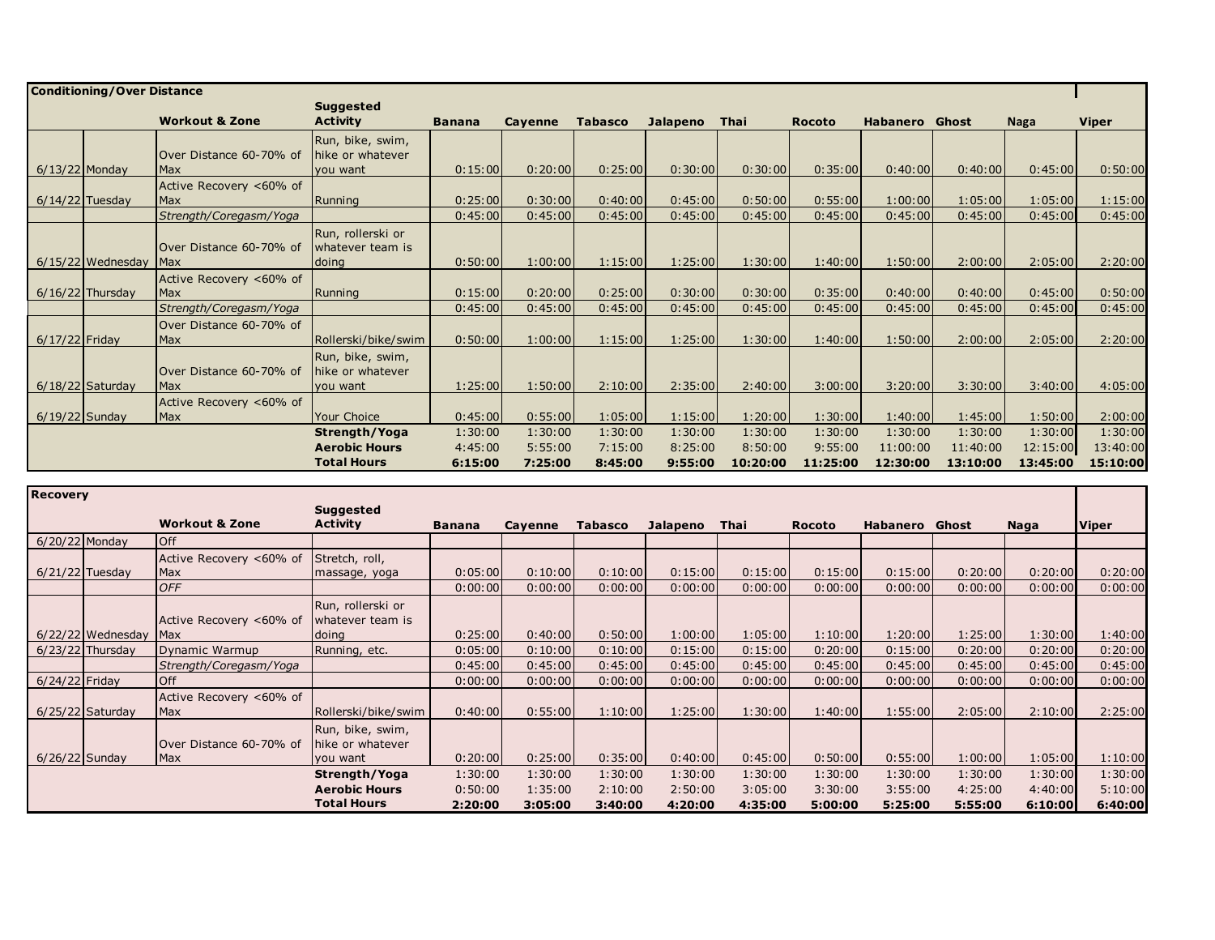## Conditioning/Over Distance

| | | Workout & Zone | Suggested Activity | Banana | Cayenne | Tabasco | Jalapeno | Thai | Rocoto | Habanero | Ghost | Naga | Viper |
|---|---|---|---|---|---|---|---|---|---|---|---|---|---|
| 6/13/22 | Monday | Over Distance 60-70% of Max | Run, bike, swim, hike or whatever you want | 0:15:00 | 0:20:00 | 0:25:00 | 0:30:00 | 0:30:00 | 0:35:00 | 0:40:00 | 0:40:00 | 0:45:00 | 0:50:00 |
| 6/14/22 | Tuesday | Active Recovery <60% of Max | Running | 0:25:00 | 0:30:00 | 0:40:00 | 0:45:00 | 0:50:00 | 0:55:00 | 1:00:00 | 1:05:00 | 1:05:00 | 1:15:00 |
| | | *Strength/Coregasm/Yoga* | | 0:45:00 | 0:45:00 | 0:45:00 | 0:45:00 | 0:45:00 | 0:45:00 | 0:45:00 | 0:45:00 | 0:45:00 | 0:45:00 |
| 6/15/22 | Wednesday | Over Distance 60-70% of Max | Run, rollerski or whatever team is doing | 0:50:00 | 1:00:00 | 1:15:00 | 1:25:00 | 1:30:00 | 1:40:00 | 1:50:00 | 2:00:00 | 2:05:00 | 2:20:00 |
| 6/16/22 | Thursday | Active Recovery <60% of Max | Running | 0:15:00 | 0:20:00 | 0:25:00 | 0:30:00 | 0:30:00 | 0:35:00 | 0:40:00 | 0:40:00 | 0:45:00 | 0:50:00 |
| | | *Strength/Coregasm/Yoga* | | 0:45:00 | 0:45:00 | 0:45:00 | 0:45:00 | 0:45:00 | 0:45:00 | 0:45:00 | 0:45:00 | 0:45:00 | 0:45:00 |
| 6/17/22 | Friday | Over Distance 60-70% of Max | Rollerski/bike/swim | 0:50:00 | 1:00:00 | 1:15:00 | 1:25:00 | 1:30:00 | 1:40:00 | 1:50:00 | 2:00:00 | 2:05:00 | 2:20:00 |
| 6/18/22 | Saturday | Over Distance 60-70% of Max | Run, bike, swim, hike or whatever you want | 1:25:00 | 1:50:00 | 2:10:00 | 2:35:00 | 2:40:00 | 3:00:00 | 3:20:00 | 3:30:00 | 3:40:00 | 4:05:00 |
| 6/19/22 | Sunday | Active Recovery <60% of Max | Your Choice | 0:45:00 | 0:55:00 | 1:05:00 | 1:15:00 | 1:20:00 | 1:30:00 | 1:40:00 | 1:45:00 | 1:50:00 | 2:00:00 |
| | | | **Strength/Yoga** | 1:30:00 | 1:30:00 | 1:30:00 | 1:30:00 | 1:30:00 | 1:30:00 | 1:30:00 | 1:30:00 | 1:30:00 | 1:30:00 |
| | | | **Aerobic Hours** | 4:45:00 | 5:55:00 | 7:15:00 | 8:25:00 | 8:50:00 | 9:55:00 | 11:00:00 | 11:40:00 | 12:15:00 | 13:40:00 |
| | | | **Total Hours** | **6:15:00** | **7:25:00** | **8:45:00** | **9:55:00** | **10:20:00** | **11:25:00** | **12:30:00** | **13:10:00** | **13:45:00** | **15:10:00** |

## Recovery

| | | Workout & Zone | Suggested Activity | Banana | Cayenne | Tabasco | Jalapeno | Thai | Rocoto | Habanero | Ghost | Naga | Viper |
|---|---|---|---|---|---|---|---|---|---|---|---|---|---|
| 6/20/22 | Monday | Off | | | | | | | | | | | |
| 6/21/22 | Tuesday | Active Recovery <60% of Max | Stretch, roll, massage, yoga | 0:05:00 | 0:10:00 | 0:10:00 | 0:15:00 | 0:15:00 | 0:15:00 | 0:15:00 | 0:20:00 | 0:20:00 | 0:20:00 |
| | | *OFF* | | 0:00:00 | 0:00:00 | 0:00:00 | 0:00:00 | 0:00:00 | 0:00:00 | 0:00:00 | 0:00:00 | 0:00:00 | 0:00:00 |
| 6/22/22 | Wednesday | Active Recovery <60% of Max | Run, rollerski or whatever team is doing | 0:25:00 | 0:40:00 | 0:50:00 | 1:00:00 | 1:05:00 | 1:10:00 | 1:20:00 | 1:25:00 | 1:30:00 | 1:40:00 |
| 6/23/22 | Thursday | Dynamic Warmup | Running, etc. | 0:05:00 | 0:10:00 | 0:10:00 | 0:15:00 | 0:15:00 | 0:20:00 | 0:15:00 | 0:20:00 | 0:20:00 | 0:20:00 |
| | | *Strength/Coregasm/Yoga* | | 0:45:00 | 0:45:00 | 0:45:00 | 0:45:00 | 0:45:00 | 0:45:00 | 0:45:00 | 0:45:00 | 0:45:00 | 0:45:00 |
| 6/24/22 | Friday | Off | | 0:00:00 | 0:00:00 | 0:00:00 | 0:00:00 | 0:00:00 | 0:00:00 | 0:00:00 | 0:00:00 | 0:00:00 | 0:00:00 |
| 6/25/22 | Saturday | Active Recovery <60% of Max | Rollerski/bike/swim | 0:40:00 | 0:55:00 | 1:10:00 | 1:25:00 | 1:30:00 | 1:40:00 | 1:55:00 | 2:05:00 | 2:10:00 | 2:25:00 |
| 6/26/22 | Sunday | Over Distance 60-70% of Max | Run, bike, swim, hike or whatever you want | 0:20:00 | 0:25:00 | 0:35:00 | 0:40:00 | 0:45:00 | 0:50:00 | 0:55:00 | 1:00:00 | 1:05:00 | 1:10:00 |
| | | | **Strength/Yoga** | 1:30:00 | 1:30:00 | 1:30:00 | 1:30:00 | 1:30:00 | 1:30:00 | 1:30:00 | 1:30:00 | 1:30:00 | 1:30:00 |
| | | | **Aerobic Hours** | 0:50:00 | 1:35:00 | 2:10:00 | 2:50:00 | 3:05:00 | 3:30:00 | 3:55:00 | 4:25:00 | 4:40:00 | 5:10:00 |
| | | | **Total Hours** | **2:20:00** | **3:05:00** | **3:40:00** | **4:20:00** | **4:35:00** | **5:00:00** | **5:25:00** | **5:55:00** | **6:10:00** | **6:40:00** |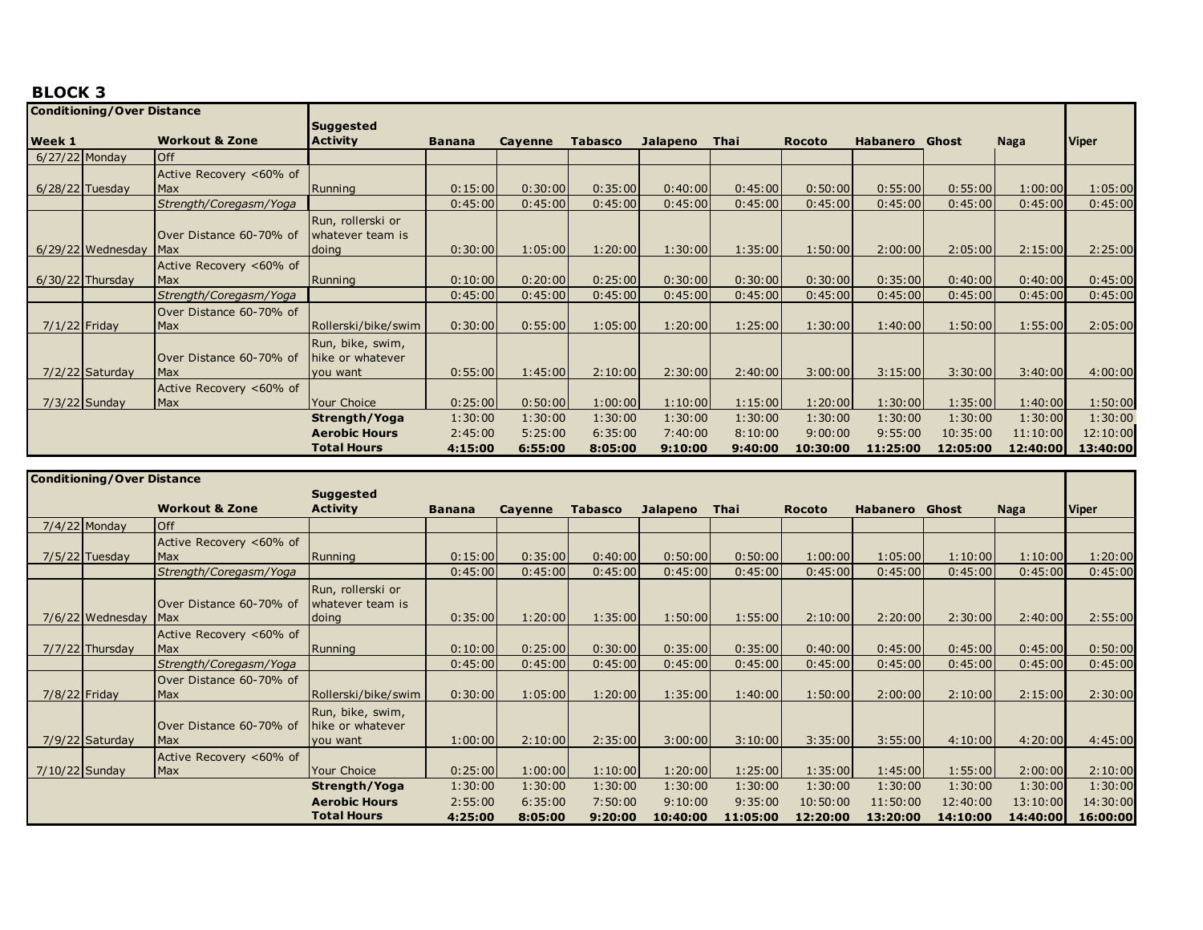# BLOCK 3

| Conditioning/Over Distance | | | | | | | | | | | | | | |
|---|---|---|---|---|---|---|---|---|---|---|---|---|---|---|
| **Week 1** | | **Workout & Zone** | **Suggested Activity** | **Banana** | **Cayenne** | **Tabasco** | **Jalapeno** | **Thai** | **Rocoto** | **Habanero** | **Ghost** | **Naga** | **Viper** |
| 6/27/22 | Monday | Off | | | | | | | | | | | |
| 6/28/22 | Tuesday | Active Recovery <60% of Max | Running | 0:15:00 | 0:30:00 | 0:35:00 | 0:40:00 | 0:45:00 | 0:50:00 | 0:55:00 | 0:55:00 | 1:00:00 | 1:05:00 |
| | | *Strength/Coregasm/Yoga* | | 0:45:00 | 0:45:00 | 0:45:00 | 0:45:00 | 0:45:00 | 0:45:00 | 0:45:00 | 0:45:00 | 0:45:00 | 0:45:00 |
| 6/29/22 | Wednesday | Over Distance 60-70% of Max | Run, rollerski or whatever team is doing | 0:30:00 | 1:05:00 | 1:20:00 | 1:30:00 | 1:35:00 | 1:50:00 | 2:00:00 | 2:05:00 | 2:15:00 | 2:25:00 |
| 6/30/22 | Thursday | Active Recovery <60% of Max | Running | 0:10:00 | 0:20:00 | 0:25:00 | 0:30:00 | 0:30:00 | 0:30:00 | 0:35:00 | 0:40:00 | 0:40:00 | 0:45:00 |
| | | *Strength/Coregasm/Yoga* | | 0:45:00 | 0:45:00 | 0:45:00 | 0:45:00 | 0:45:00 | 0:45:00 | 0:45:00 | 0:45:00 | 0:45:00 | 0:45:00 |
| 7/1/22 | Friday | Over Distance 60-70% of Max | Rollerski/bike/swim | 0:30:00 | 0:55:00 | 1:05:00 | 1:20:00 | 1:25:00 | 1:30:00 | 1:40:00 | 1:50:00 | 1:55:00 | 2:05:00 |
| 7/2/22 | Saturday | Over Distance 60-70% of Max | Run, bike, swim, hike or whatever you want | 0:55:00 | 1:45:00 | 2:10:00 | 2:30:00 | 2:40:00 | 3:00:00 | 3:15:00 | 3:30:00 | 3:40:00 | 4:00:00 |
| 7/3/22 | Sunday | Active Recovery <60% of Max | Your Choice | 0:25:00 | 0:50:00 | 1:00:00 | 1:10:00 | 1:15:00 | 1:20:00 | 1:30:00 | 1:35:00 | 1:40:00 | 1:50:00 |
| | | | **Strength/Yoga** | 1:30:00 | 1:30:00 | 1:30:00 | 1:30:00 | 1:30:00 | 1:30:00 | 1:30:00 | 1:30:00 | 1:30:00 | 1:30:00 |
| | | | **Aerobic Hours** | 2:45:00 | 5:25:00 | 6:35:00 | 7:40:00 | 8:10:00 | 9:00:00 | 9:55:00 | 10:35:00 | 11:10:00 | 12:10:00 |
| | | | **Total Hours** | **4:15:00** | **6:55:00** | **8:05:00** | **9:10:00** | **9:40:00** | **10:30:00** | **11:25:00** | **12:05:00** | **12:40:00** | **13:40:00** |

| Conditioning/Over Distance | | | | | | | | | | | | | |
|---|---|---|---|---|---|---|---|---|---|---|---|---|---|
| | | **Workout & Zone** | **Suggested Activity** | **Banana** | **Cayenne** | **Tabasco** | **Jalapeno** | **Thai** | **Rocoto** | **Habanero** | **Ghost** | **Naga** | **Viper** |
| 7/4/22 | Monday | Off | | | | | | | | | | | |
| 7/5/22 | Tuesday | Active Recovery <60% of Max | Running | 0:15:00 | 0:35:00 | 0:40:00 | 0:50:00 | 0:50:00 | 1:00:00 | 1:05:00 | 1:10:00 | 1:10:00 | 1:20:00 |
| | | *Strength/Coregasm/Yoga* | | 0:45:00 | 0:45:00 | 0:45:00 | 0:45:00 | 0:45:00 | 0:45:00 | 0:45:00 | 0:45:00 | 0:45:00 | 0:45:00 |
| 7/6/22 | Wednesday | Over Distance 60-70% of Max | Run, rollerski or whatever team is doing | 0:35:00 | 1:20:00 | 1:35:00 | 1:50:00 | 1:55:00 | 2:10:00 | 2:20:00 | 2:30:00 | 2:40:00 | 2:55:00 |
| 7/7/22 | Thursday | Active Recovery <60% of Max | Running | 0:10:00 | 0:25:00 | 0:30:00 | 0:35:00 | 0:35:00 | 0:40:00 | 0:45:00 | 0:45:00 | 0:45:00 | 0:50:00 |
| | | *Strength/Coregasm/Yoga* | | 0:45:00 | 0:45:00 | 0:45:00 | 0:45:00 | 0:45:00 | 0:45:00 | 0:45:00 | 0:45:00 | 0:45:00 | 0:45:00 |
| 7/8/22 | Friday | Over Distance 60-70% of Max | Rollerski/bike/swim | 0:30:00 | 1:05:00 | 1:20:00 | 1:35:00 | 1:40:00 | 1:50:00 | 2:00:00 | 2:10:00 | 2:15:00 | 2:30:00 |
| 7/9/22 | Saturday | Over Distance 60-70% of Max | Run, bike, swim, hike or whatever you want | 1:00:00 | 2:10:00 | 2:35:00 | 3:00:00 | 3:10:00 | 3:35:00 | 3:55:00 | 4:10:00 | 4:20:00 | 4:45:00 |
| 7/10/22 | Sunday | Active Recovery <60% of Max | Your Choice | 0:25:00 | 1:00:00 | 1:10:00 | 1:20:00 | 1:25:00 | 1:35:00 | 1:45:00 | 1:55:00 | 2:00:00 | 2:10:00 |
| | | | **Strength/Yoga** | 1:30:00 | 1:30:00 | 1:30:00 | 1:30:00 | 1:30:00 | 1:30:00 | 1:30:00 | 1:30:00 | 1:30:00 | 1:30:00 |
| | | | **Aerobic Hours** | 2:55:00 | 6:35:00 | 7:50:00 | 9:10:00 | 9:35:00 | 10:50:00 | 11:50:00 | 12:40:00 | 13:10:00 | 14:30:00 |
| | | | **Total Hours** | **4:25:00** | **8:05:00** | **9:20:00** | **10:40:00** | **11:05:00** | **12:20:00** | **13:20:00** | **14:10:00** | **14:40:00** | **16:00:00** |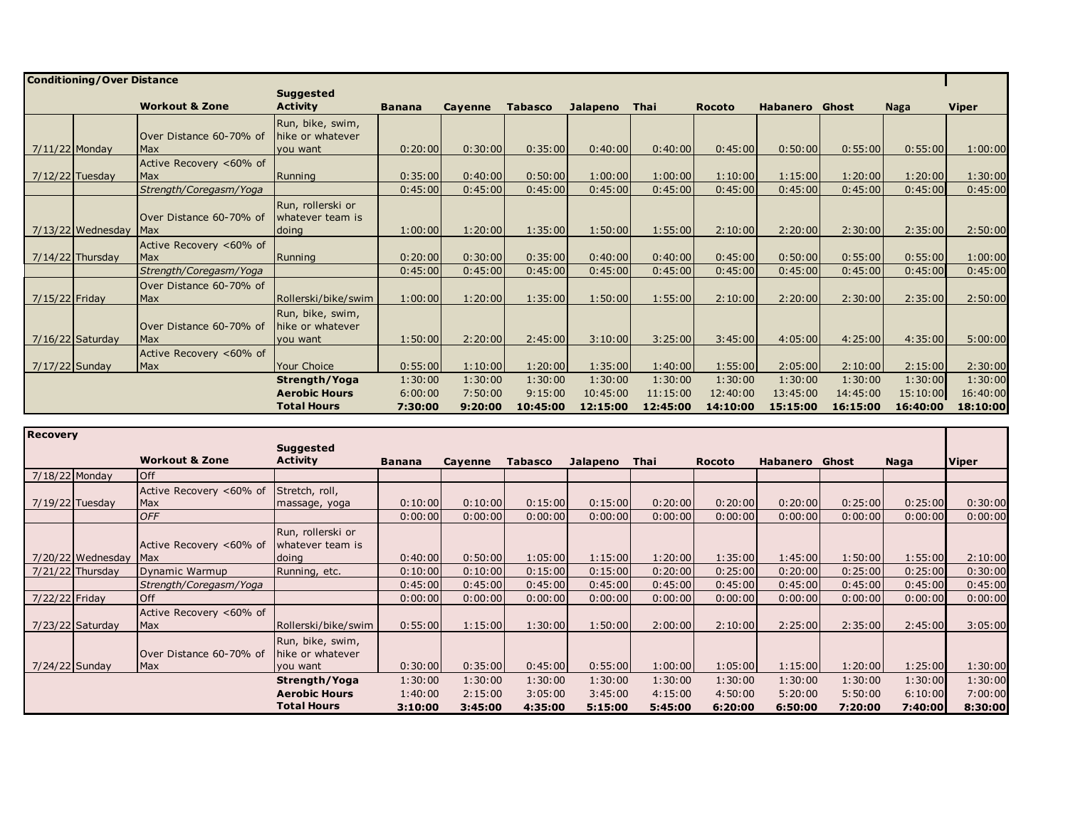| Conditioning/Over Distance | | | | | | | | | | | | | |
|---|---|---|---|---|---|---|---|---|---|---|---|---|---|
| | | **Workout & Zone** | **Suggested Activity** | **Banana** | **Cayenne** | **Tabasco** | **Jalapeno** | **Thai** | **Rocoto** | **Habanero** | **Ghost** | **Naga** | **Viper** |
| 7/11/22 | Monday | Over Distance 60-70% of Max | Run, bike, swim, hike or whatever you want | 0:20:00 | 0:30:00 | 0:35:00 | 0:40:00 | 0:40:00 | 0:45:00 | 0:50:00 | 0:55:00 | 0:55:00 | 1:00:00 |
| 7/12/22 | Tuesday | Active Recovery <60% of Max | Running | 0:35:00 | 0:40:00 | 0:50:00 | 1:00:00 | 1:00:00 | 1:10:00 | 1:15:00 | 1:20:00 | 1:20:00 | 1:30:00 |
| | | *Strength/Coregasm/Yoga* | | 0:45:00 | 0:45:00 | 0:45:00 | 0:45:00 | 0:45:00 | 0:45:00 | 0:45:00 | 0:45:00 | 0:45:00 | 0:45:00 |
| 7/13/22 | Wednesday | Over Distance 60-70% of Max | Run, rollerski or whatever team is doing | 1:00:00 | 1:20:00 | 1:35:00 | 1:50:00 | 1:55:00 | 2:10:00 | 2:20:00 | 2:30:00 | 2:35:00 | 2:50:00 |
| 7/14/22 | Thursday | Active Recovery <60% of Max | Running | 0:20:00 | 0:30:00 | 0:35:00 | 0:40:00 | 0:40:00 | 0:45:00 | 0:50:00 | 0:55:00 | 0:55:00 | 1:00:00 |
| | | *Strength/Coregasm/Yoga* | | 0:45:00 | 0:45:00 | 0:45:00 | 0:45:00 | 0:45:00 | 0:45:00 | 0:45:00 | 0:45:00 | 0:45:00 | 0:45:00 |
| 7/15/22 | Friday | Over Distance 60-70% of Max | Rollerski/bike/swim | 1:00:00 | 1:20:00 | 1:35:00 | 1:50:00 | 1:55:00 | 2:10:00 | 2:20:00 | 2:30:00 | 2:35:00 | 2:50:00 |
| 7/16/22 | Saturday | Over Distance 60-70% of Max | Run, bike, swim, hike or whatever you want | 1:50:00 | 2:20:00 | 2:45:00 | 3:10:00 | 3:25:00 | 3:45:00 | 4:05:00 | 4:25:00 | 4:35:00 | 5:00:00 |
| 7/17/22 | Sunday | Active Recovery <60% of Max | Your Choice | 0:55:00 | 1:10:00 | 1:20:00 | 1:35:00 | 1:40:00 | 1:55:00 | 2:05:00 | 2:10:00 | 2:15:00 | 2:30:00 |
| | | | **Strength/Yoga** | 1:30:00 | 1:30:00 | 1:30:00 | 1:30:00 | 1:30:00 | 1:30:00 | 1:30:00 | 1:30:00 | 1:30:00 | 1:30:00 |
| | | | **Aerobic Hours** | 6:00:00 | 7:50:00 | 9:15:00 | 10:45:00 | 11:15:00 | 12:40:00 | 13:45:00 | 14:45:00 | 15:10:00 | 16:40:00 |
| | | | **Total Hours** | **7:30:00** | **9:20:00** | **10:45:00** | **12:15:00** | **12:45:00** | **14:10:00** | **15:15:00** | **16:15:00** | **16:40:00** | **18:10:00** |

| Recovery | | | | | | | | | | | | | |
|---|---|---|---|---|---|---|---|---|---|---|---|---|---|
| | | **Workout & Zone** | **Suggested Activity** | **Banana** | **Cayenne** | **Tabasco** | **Jalapeno** | **Thai** | **Rocoto** | **Habanero** | **Ghost** | **Naga** | **Viper** |
| 7/18/22 | Monday | Off | | | | | | | | | | | |
| 7/19/22 | Tuesday | Active Recovery <60% of Max | Stretch, roll, massage, yoga | 0:10:00 | 0:10:00 | 0:15:00 | 0:15:00 | 0:20:00 | 0:20:00 | 0:20:00 | 0:25:00 | 0:25:00 | 0:30:00 |
| | | *OFF* | | 0:00:00 | 0:00:00 | 0:00:00 | 0:00:00 | 0:00:00 | 0:00:00 | 0:00:00 | 0:00:00 | 0:00:00 | 0:00:00 |
| 7/20/22 | Wednesday | Active Recovery <60% of Max | Run, rollerski or whatever team is doing | 0:40:00 | 0:50:00 | 1:05:00 | 1:15:00 | 1:20:00 | 1:35:00 | 1:45:00 | 1:50:00 | 1:55:00 | 2:10:00 |
| 7/21/22 | Thursday | Dynamic Warmup | Running, etc. | 0:10:00 | 0:10:00 | 0:15:00 | 0:15:00 | 0:20:00 | 0:25:00 | 0:20:00 | 0:25:00 | 0:25:00 | 0:30:00 |
| | | *Strength/Coregasm/Yoga* | | 0:45:00 | 0:45:00 | 0:45:00 | 0:45:00 | 0:45:00 | 0:45:00 | 0:45:00 | 0:45:00 | 0:45:00 | 0:45:00 |
| 7/22/22 | Friday | Off | | 0:00:00 | 0:00:00 | 0:00:00 | 0:00:00 | 0:00:00 | 0:00:00 | 0:00:00 | 0:00:00 | 0:00:00 | 0:00:00 |
| 7/23/22 | Saturday | Active Recovery <60% of Max | Rollerski/bike/swim | 0:55:00 | 1:15:00 | 1:30:00 | 1:50:00 | 2:00:00 | 2:10:00 | 2:25:00 | 2:35:00 | 2:45:00 | 3:05:00 |
| 7/24/22 | Sunday | Over Distance 60-70% of Max | Run, bike, swim, hike or whatever you want | 0:30:00 | 0:35:00 | 0:45:00 | 0:55:00 | 1:00:00 | 1:05:00 | 1:15:00 | 1:20:00 | 1:25:00 | 1:30:00 |
| | | | **Strength/Yoga** | 1:30:00 | 1:30:00 | 1:30:00 | 1:30:00 | 1:30:00 | 1:30:00 | 1:30:00 | 1:30:00 | 1:30:00 | 1:30:00 |
| | | | **Aerobic Hours** | 1:40:00 | 2:15:00 | 3:05:00 | 3:45:00 | 4:15:00 | 4:50:00 | 5:20:00 | 5:50:00 | 6:10:00 | 7:00:00 |
| | | | **Total Hours** | **3:10:00** | **3:45:00** | **4:35:00** | **5:15:00** | **5:45:00** | **6:20:00** | **6:50:00** | **7:20:00** | **7:40:00** | **8:30:00** |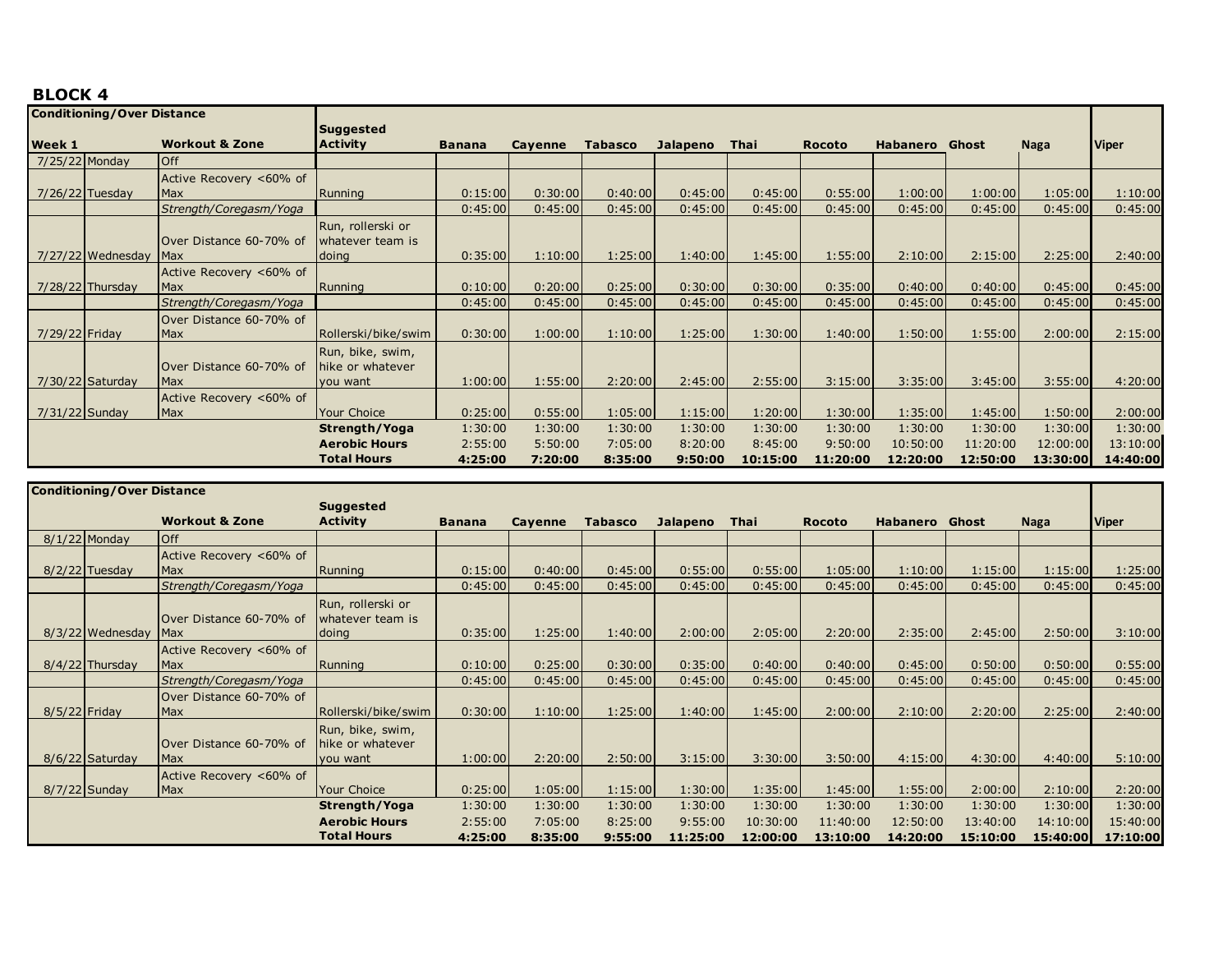# BLOCK 4

| Conditioning/Over Distance | | | | | | | | | | | | | |
|---|---|---|---|---|---|---|---|---|---|---|---|---|---|
| Week 1 | | Workout & Zone | Suggested Activity | Banana | Cayenne | Tabasco | Jalapeno | Thai | Rocoto | Habanero | Ghost | Naga | Viper |
| 7/25/22 | Monday | Off | | | | | | | | | | | |
| 7/26/22 | Tuesday | Active Recovery <60% of Max | Running | 0:15:00 | 0:30:00 | 0:40:00 | 0:45:00 | 0:45:00 | 0:55:00 | 1:00:00 | 1:00:00 | 1:05:00 | 1:10:00 |
| | | *Strength/Coregasm/Yoga* | | 0:45:00 | 0:45:00 | 0:45:00 | 0:45:00 | 0:45:00 | 0:45:00 | 0:45:00 | 0:45:00 | 0:45:00 | 0:45:00 |
| 7/27/22 | Wednesday | Over Distance 60-70% of Max | Run, rollerski or whatever team is doing | 0:35:00 | 1:10:00 | 1:25:00 | 1:40:00 | 1:45:00 | 1:55:00 | 2:10:00 | 2:15:00 | 2:25:00 | 2:40:00 |
| 7/28/22 | Thursday | Active Recovery <60% of Max | Running | 0:10:00 | 0:20:00 | 0:25:00 | 0:30:00 | 0:30:00 | 0:35:00 | 0:40:00 | 0:40:00 | 0:45:00 | 0:45:00 |
| | | *Strength/Coregasm/Yoga* | | 0:45:00 | 0:45:00 | 0:45:00 | 0:45:00 | 0:45:00 | 0:45:00 | 0:45:00 | 0:45:00 | 0:45:00 | 0:45:00 |
| 7/29/22 | Friday | Over Distance 60-70% of Max | Rollerski/bike/swim | 0:30:00 | 1:00:00 | 1:10:00 | 1:25:00 | 1:30:00 | 1:40:00 | 1:50:00 | 1:55:00 | 2:00:00 | 2:15:00 |
| 7/30/22 | Saturday | Over Distance 60-70% of Max | Run, bike, swim, hike or whatever you want | 1:00:00 | 1:55:00 | 2:20:00 | 2:45:00 | 2:55:00 | 3:15:00 | 3:35:00 | 3:45:00 | 3:55:00 | 4:20:00 |
| 7/31/22 | Sunday | Active Recovery <60% of Max | Your Choice | 0:25:00 | 0:55:00 | 1:05:00 | 1:15:00 | 1:20:00 | 1:30:00 | 1:35:00 | 1:45:00 | 1:50:00 | 2:00:00 |
| | | | **Strength/Yoga** | 1:30:00 | 1:30:00 | 1:30:00 | 1:30:00 | 1:30:00 | 1:30:00 | 1:30:00 | 1:30:00 | 1:30:00 | 1:30:00 |
| | | | **Aerobic Hours** | 2:55:00 | 5:50:00 | 7:05:00 | 8:20:00 | 8:45:00 | 9:50:00 | 10:50:00 | 11:20:00 | 12:00:00 | 13:10:00 |
| | | | **Total Hours** | **4:25:00** | **7:20:00** | **8:35:00** | **9:50:00** | **10:15:00** | **11:20:00** | **12:20:00** | **12:50:00** | **13:30:00** | **14:40:00** |

| Conditioning/Over Distance | | | | | | | | | | | | | |
|---|---|---|---|---|---|---|---|---|---|---|---|---|---|
| | | Workout & Zone | Suggested Activity | Banana | Cayenne | Tabasco | Jalapeno | Thai | Rocoto | Habanero | Ghost | Naga | Viper |
| 8/1/22 | Monday | Off | | | | | | | | | | | |
| 8/2/22 | Tuesday | Active Recovery <60% of Max | Running | 0:15:00 | 0:40:00 | 0:45:00 | 0:55:00 | 0:55:00 | 1:05:00 | 1:10:00 | 1:15:00 | 1:15:00 | 1:25:00 |
| | | *Strength/Coregasm/Yoga* | | 0:45:00 | 0:45:00 | 0:45:00 | 0:45:00 | 0:45:00 | 0:45:00 | 0:45:00 | 0:45:00 | 0:45:00 | 0:45:00 |
| 8/3/22 | Wednesday | Over Distance 60-70% of Max | Run, rollerski or whatever team is doing | 0:35:00 | 1:25:00 | 1:40:00 | 2:00:00 | 2:05:00 | 2:20:00 | 2:35:00 | 2:45:00 | 2:50:00 | 3:10:00 |
| 8/4/22 | Thursday | Active Recovery <60% of Max | Running | 0:10:00 | 0:25:00 | 0:30:00 | 0:35:00 | 0:40:00 | 0:40:00 | 0:45:00 | 0:50:00 | 0:50:00 | 0:55:00 |
| | | *Strength/Coregasm/Yoga* | | 0:45:00 | 0:45:00 | 0:45:00 | 0:45:00 | 0:45:00 | 0:45:00 | 0:45:00 | 0:45:00 | 0:45:00 | 0:45:00 |
| 8/5/22 | Friday | Over Distance 60-70% of Max | Rollerski/bike/swim | 0:30:00 | 1:10:00 | 1:25:00 | 1:40:00 | 1:45:00 | 2:00:00 | 2:10:00 | 2:20:00 | 2:25:00 | 2:40:00 |
| 8/6/22 | Saturday | Over Distance 60-70% of Max | Run, bike, swim, hike or whatever you want | 1:00:00 | 2:20:00 | 2:50:00 | 3:15:00 | 3:30:00 | 3:50:00 | 4:15:00 | 4:30:00 | 4:40:00 | 5:10:00 |
| 8/7/22 | Sunday | Active Recovery <60% of Max | Your Choice | 0:25:00 | 1:05:00 | 1:15:00 | 1:30:00 | 1:35:00 | 1:45:00 | 1:55:00 | 2:00:00 | 2:10:00 | 2:20:00 |
| | | | **Strength/Yoga** | 1:30:00 | 1:30:00 | 1:30:00 | 1:30:00 | 1:30:00 | 1:30:00 | 1:30:00 | 1:30:00 | 1:30:00 | 1:30:00 |
| | | | **Aerobic Hours** | 2:55:00 | 7:05:00 | 8:25:00 | 9:55:00 | 10:30:00 | 11:40:00 | 12:50:00 | 13:40:00 | 14:10:00 | 15:40:00 |
| | | | **Total Hours** | **4:25:00** | **8:35:00** | **9:55:00** | **11:25:00** | **12:00:00** | **13:10:00** | **14:20:00** | **15:10:00** | **15:40:00** | **17:10:00** |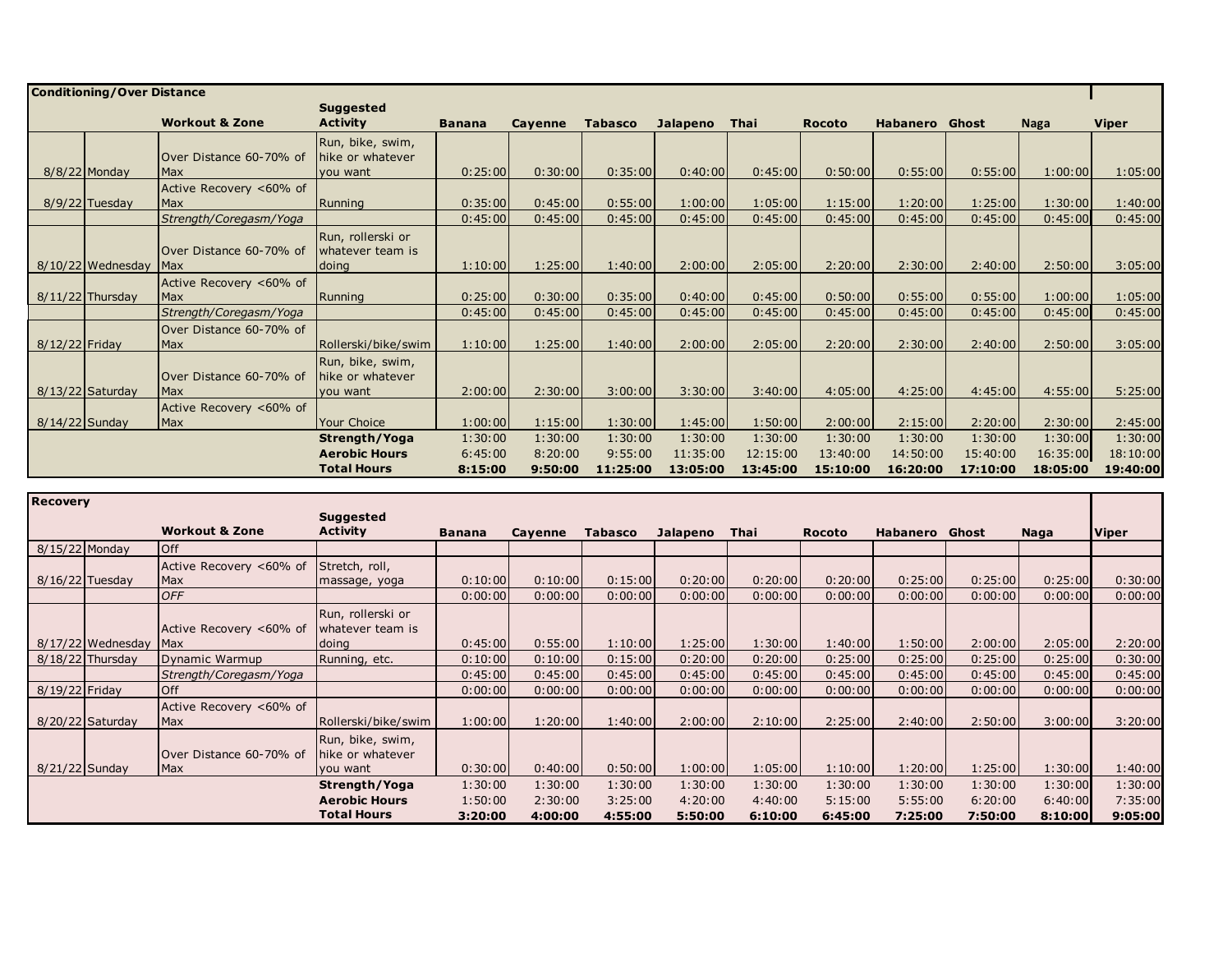## Conditioning/Over Distance

| | | Workout & Zone | Suggested Activity | Banana | Cayenne | Tabasco | Jalapeno | Thai | Rocoto | Habanero | Ghost | Naga | Viper |
|---|---|---|---|---|---|---|---|---|---|---|---|---|---|
| 8/8/22 | Monday | Over Distance 60-70% of Max | Run, bike, swim, hike or whatever you want | 0:25:00 | 0:30:00 | 0:35:00 | 0:40:00 | 0:45:00 | 0:50:00 | 0:55:00 | 0:55:00 | 1:00:00 | 1:05:00 |
| 8/9/22 | Tuesday | Active Recovery <60% of Max | Running | 0:35:00 | 0:45:00 | 0:55:00 | 1:00:00 | 1:05:00 | 1:15:00 | 1:20:00 | 1:25:00 | 1:30:00 | 1:40:00 |
| | | *Strength/Coregasm/Yoga* | | 0:45:00 | 0:45:00 | 0:45:00 | 0:45:00 | 0:45:00 | 0:45:00 | 0:45:00 | 0:45:00 | 0:45:00 | 0:45:00 |
| 8/10/22 | Wednesday | Over Distance 60-70% of Max | Run, rollerski or whatever team is doing | 1:10:00 | 1:25:00 | 1:40:00 | 2:00:00 | 2:05:00 | 2:20:00 | 2:30:00 | 2:40:00 | 2:50:00 | 3:05:00 |
| 8/11/22 | Thursday | Active Recovery <60% of Max | Running | 0:25:00 | 0:30:00 | 0:35:00 | 0:40:00 | 0:45:00 | 0:50:00 | 0:55:00 | 0:55:00 | 1:00:00 | 1:05:00 |
| | | *Strength/Coregasm/Yoga* | | 0:45:00 | 0:45:00 | 0:45:00 | 0:45:00 | 0:45:00 | 0:45:00 | 0:45:00 | 0:45:00 | 0:45:00 | 0:45:00 |
| 8/12/22 | Friday | Over Distance 60-70% of Max | Rollerski/bike/swim | 1:10:00 | 1:25:00 | 1:40:00 | 2:00:00 | 2:05:00 | 2:20:00 | 2:30:00 | 2:40:00 | 2:50:00 | 3:05:00 |
| 8/13/22 | Saturday | Over Distance 60-70% of Max | Run, bike, swim, hike or whatever you want | 2:00:00 | 2:30:00 | 3:00:00 | 3:30:00 | 3:40:00 | 4:05:00 | 4:25:00 | 4:45:00 | 4:55:00 | 5:25:00 |
| 8/14/22 | Sunday | Active Recovery <60% of Max | Your Choice | 1:00:00 | 1:15:00 | 1:30:00 | 1:45:00 | 1:50:00 | 2:00:00 | 2:15:00 | 2:20:00 | 2:30:00 | 2:45:00 |
| | | | **Strength/Yoga** | 1:30:00 | 1:30:00 | 1:30:00 | 1:30:00 | 1:30:00 | 1:30:00 | 1:30:00 | 1:30:00 | 1:30:00 | 1:30:00 |
| | | | **Aerobic Hours** | 6:45:00 | 8:20:00 | 9:55:00 | 11:35:00 | 12:15:00 | 13:40:00 | 14:50:00 | 15:40:00 | 16:35:00 | 18:10:00 |
| | | | **Total Hours** | **8:15:00** | **9:50:00** | **11:25:00** | **13:05:00** | **13:45:00** | **15:10:00** | **16:20:00** | **17:10:00** | **18:05:00** | **19:40:00** |

## Recovery

| | | Workout & Zone | Suggested Activity | Banana | Cayenne | Tabasco | Jalapeno | Thai | Rocoto | Habanero | Ghost | Naga | Viper |
|---|---|---|---|---|---|---|---|---|---|---|---|---|---|
| 8/15/22 | Monday | Off | | | | | | | | | | | |
| 8/16/22 | Tuesday | Active Recovery <60% of Max | Stretch, roll, massage, yoga | 0:10:00 | 0:10:00 | 0:15:00 | 0:20:00 | 0:20:00 | 0:20:00 | 0:25:00 | 0:25:00 | 0:25:00 | 0:30:00 |
| | | *OFF* | | 0:00:00 | 0:00:00 | 0:00:00 | 0:00:00 | 0:00:00 | 0:00:00 | 0:00:00 | 0:00:00 | 0:00:00 | 0:00:00 |
| 8/17/22 | Wednesday | Active Recovery <60% of Max | Run, rollerski or whatever team is doing | 0:45:00 | 0:55:00 | 1:10:00 | 1:25:00 | 1:30:00 | 1:40:00 | 1:50:00 | 2:00:00 | 2:05:00 | 2:20:00 |
| 8/18/22 | Thursday | Dynamic Warmup | Running, etc. | 0:10:00 | 0:10:00 | 0:15:00 | 0:20:00 | 0:20:00 | 0:25:00 | 0:25:00 | 0:25:00 | 0:25:00 | 0:30:00 |
| | | *Strength/Coregasm/Yoga* | | 0:45:00 | 0:45:00 | 0:45:00 | 0:45:00 | 0:45:00 | 0:45:00 | 0:45:00 | 0:45:00 | 0:45:00 | 0:45:00 |
| 8/19/22 | Friday | Off | | 0:00:00 | 0:00:00 | 0:00:00 | 0:00:00 | 0:00:00 | 0:00:00 | 0:00:00 | 0:00:00 | 0:00:00 | 0:00:00 |
| 8/20/22 | Saturday | Active Recovery <60% of Max | Rollerski/bike/swim | 1:00:00 | 1:20:00 | 1:40:00 | 2:00:00 | 2:10:00 | 2:25:00 | 2:40:00 | 2:50:00 | 3:00:00 | 3:20:00 |
| 8/21/22 | Sunday | Over Distance 60-70% of Max | Run, bike, swim, hike or whatever you want | 0:30:00 | 0:40:00 | 0:50:00 | 1:00:00 | 1:05:00 | 1:10:00 | 1:20:00 | 1:25:00 | 1:30:00 | 1:40:00 |
| | | | **Strength/Yoga** | 1:30:00 | 1:30:00 | 1:30:00 | 1:30:00 | 1:30:00 | 1:30:00 | 1:30:00 | 1:30:00 | 1:30:00 | 1:30:00 |
| | | | **Aerobic Hours** | 1:50:00 | 2:30:00 | 3:25:00 | 4:20:00 | 4:40:00 | 5:15:00 | 5:55:00 | 6:20:00 | 6:40:00 | 7:35:00 |
| | | | **Total Hours** | **3:20:00** | **4:00:00** | **4:55:00** | **5:50:00** | **6:10:00** | **6:45:00** | **7:25:00** | **7:50:00** | **8:10:00** | **9:05:00** |